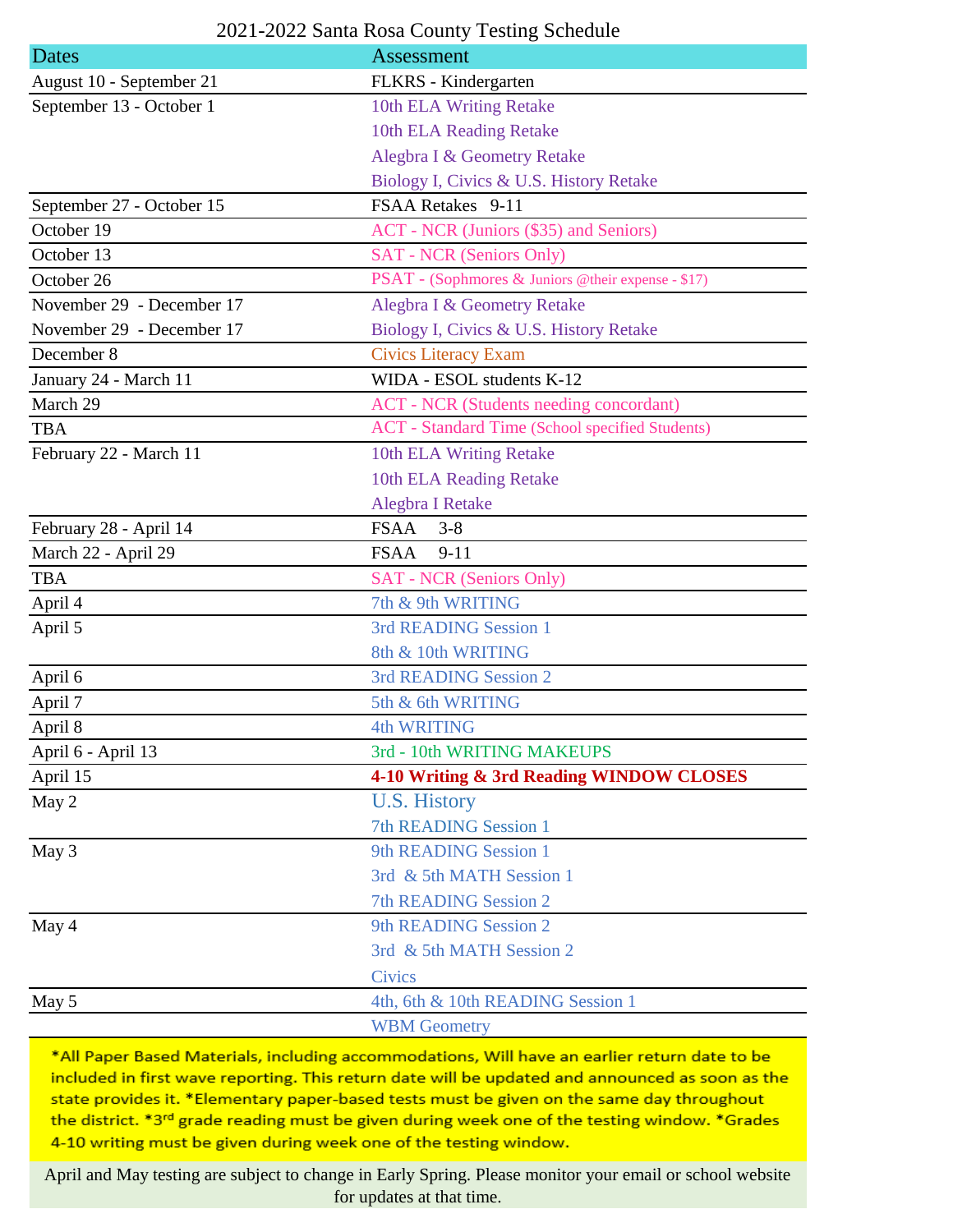# 2021-2022 Santa Rosa County Testing Schedule

| Dates | Assessment |
|---|---|
| August 10 - September 21 | FLKRS - Kindergarten |
| September 13 - October 1 | 10th ELA Writing Retake<br>10th ELA Reading Retake<br>Alegbra I & Geometry Retake<br>Biology I, Civics & U.S. History Retake |
| September 27 - October 15 | FSAA Retakes 9-11 |
| October 19 | ACT - NCR (Juniors ($35) and Seniors) |
| October 13 | SAT - NCR (Seniors Only) |
| October 26 | PSAT - (Sophmores & Juniors @their expense - $17) |
| November 29 - December 17<br>November 29 - December 17 | Alegbra I & Geometry Retake<br>Biology I, Civics & U.S. History Retake |
| December 8 | Civics Literacy Exam |
| January 24 - March 11 | WIDA - ESOL students K-12 |
| March 29 | ACT - NCR (Students needing concordant) |
| TBA | ACT - Standard Time (School specified Students) |
| February 22 - March 11 | 10th ELA Writing Retake<br>10th ELA Reading Retake<br>Alegbra I Retake |
| February 28 - April 14 | FSAA 3-8 |
| March 22 - April 29 | FSAA 9-11 |
| TBA | SAT - NCR (Seniors Only) |
| April 4 | 7th & 9th WRITING |
| April 5 | 3rd READING Session 1<br>8th & 10th WRITING |
| April 6 | 3rd READING Session 2 |
| April 7 | 5th & 6th WRITING |
| April 8 | 4th WRITING |
| April 6 - April 13 | 3rd - 10th WRITING MAKEUPS |
| April 15 | **4-10 Writing & 3rd Reading WINDOW CLOSES** |
| May 2 | U.S. History<br>7th READING Session 1 |
| May 3 | 9th READING Session 1<br>3rd & 5th MATH Session 1<br>7th READING Session 2 |
| May 4 | 9th READING Session 2<br>3rd & 5th MATH Session 2<br>Civics |
| May 5 | 4th, 6th & 10th READING Session 1 |
| | WBM Geometry |

*All Paper Based Materials, including accommodations, Will have an earlier return date to be included in first wave reporting. This return date will be updated and announced as soon as the state provides it. *Elementary paper-based tests must be given on the same day throughout the district. *3rd grade reading must be given during week one of the testing window. *Grades 4-10 writing must be given during week one of the testing window.

April and May testing are subject to change in Early Spring. Please monitor your email or school website for updates at that time.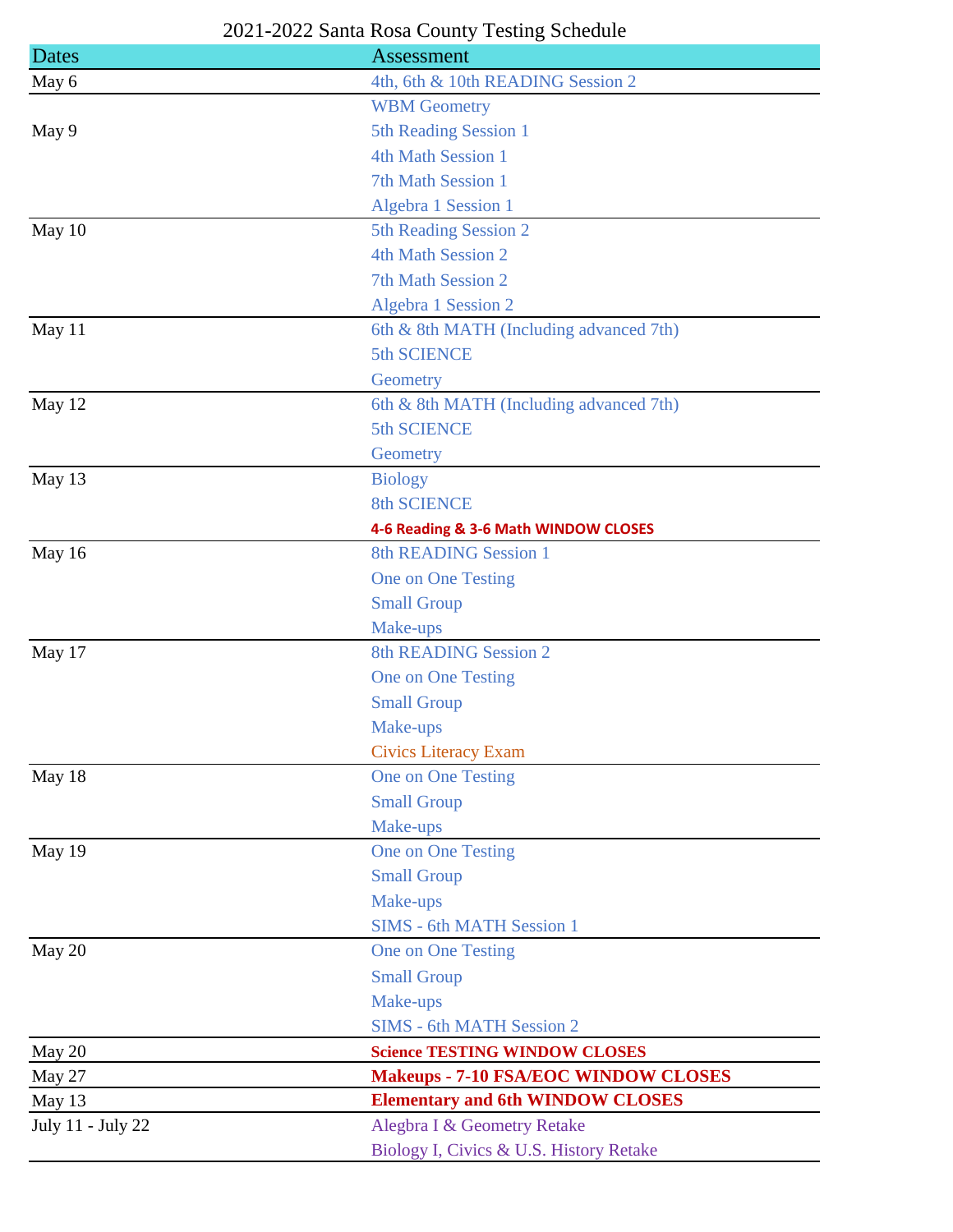2021-2022 Santa Rosa County Testing Schedule

| Dates | Assessment |
|---|---|
| May 6 | 4th, 6th & 10th READING Session 2 |
| May 9 | WBM Geometry<br>5th Reading Session 1<br>4th Math Session 1<br>7th Math Session 1<br>Algebra 1 Session 1 |
| May 10 | 5th Reading Session 2<br>4th Math Session 2<br>7th Math Session 2<br>Algebra 1 Session 2 |
| May 11 | 6th & 8th MATH (Including advanced 7th)<br>5th SCIENCE<br>Geometry |
| May 12 | 6th & 8th MATH (Including advanced 7th)<br>5th SCIENCE<br>Geometry |
| May 13 | Biology<br>8th SCIENCE<br>**4-6 Reading & 3-6 Math WINDOW CLOSES** |
| May 16 | 8th READING Session 1<br>One on One Testing<br>Small Group<br>Make-ups |
| May 17 | 8th READING Session 2<br>One on One Testing<br>Small Group<br>Make-ups<br>Civics Literacy Exam |
| May 18 | One on One Testing<br>Small Group<br>Make-ups |
| May 19 | One on One Testing<br>Small Group<br>Make-ups<br>SIMS - 6th MATH Session 1 |
| May 20 | One on One Testing<br>Small Group<br>Make-ups<br>SIMS - 6th MATH Session 2 |
| May 20 | **Science TESTING WINDOW CLOSES** |
| May 27 | **Makeups - 7-10 FSA/EOC WINDOW CLOSES** |
| May 13 | **Elementary and 6th WINDOW CLOSES** |
| July 11 - July 22 | Alegbra I & Geometry Retake<br>Biology I, Civics & U.S. History Retake |